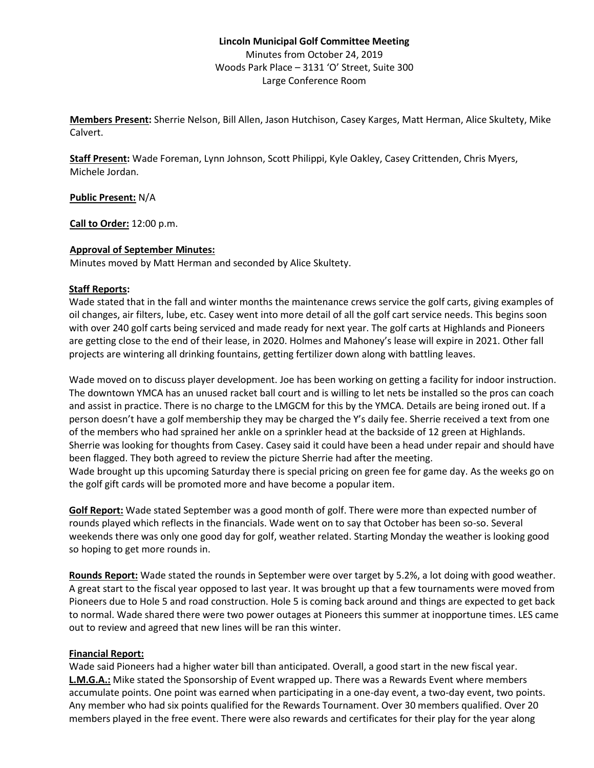**Lincoln Municipal Golf Committee Meeting**

Minutes from October 24, 2019
Woods Park Place – 3131 'O' Street, Suite 300
Large Conference Room

**Members Present:** Sherrie Nelson, Bill Allen, Jason Hutchison, Casey Karges, Matt Herman, Alice Skultety, Mike Calvert.

**Staff Present:** Wade Foreman, Lynn Johnson, Scott Philippi, Kyle Oakley, Casey Crittenden, Chris Myers, Michele Jordan.

**Public Present:** N/A

**Call to Order:** 12:00 p.m.

**Approval of September Minutes:**
Minutes moved by Matt Herman and seconded by Alice Skultety.

**Staff Reports:**
Wade stated that in the fall and winter months the maintenance crews service the golf carts, giving examples of oil changes, air filters, lube, etc. Casey went into more detail of all the golf cart service needs. This begins soon with over 240 golf carts being serviced and made ready for next year. The golf carts at Highlands and Pioneers are getting close to the end of their lease, in 2020. Holmes and Mahoney's lease will expire in 2021. Other fall projects are wintering all drinking fountains, getting fertilizer down along with battling leaves.

Wade moved on to discuss player development. Joe has been working on getting a facility for indoor instruction. The downtown YMCA has an unused racket ball court and is willing to let nets be installed so the pros can coach and assist in practice. There is no charge to the LMGCM for this by the YMCA. Details are being ironed out. If a person doesn't have a golf membership they may be charged the Y's daily fee. Sherrie received a text from one of the members who had sprained her ankle on a sprinkler head at the backside of 12 green at Highlands. Sherrie was looking for thoughts from Casey. Casey said it could have been a head under repair and should have been flagged. They both agreed to review the picture Sherrie had after the meeting.
Wade brought up this upcoming Saturday there is special pricing on green fee for game day. As the weeks go on the golf gift cards will be promoted more and have become a popular item.

**Golf Report:** Wade stated September was a good month of golf. There were more than expected number of rounds played which reflects in the financials. Wade went on to say that October has been so-so. Several weekends there was only one good day for golf, weather related. Starting Monday the weather is looking good so hoping to get more rounds in.

**Rounds Report:** Wade stated the rounds in September were over target by 5.2%, a lot doing with good weather. A great start to the fiscal year opposed to last year. It was brought up that a few tournaments were moved from Pioneers due to Hole 5 and road construction. Hole 5 is coming back around and things are expected to get back to normal. Wade shared there were two power outages at Pioneers this summer at inopportune times. LES came out to review and agreed that new lines will be ran this winter.

**Financial Report:**
Wade said Pioneers had a higher water bill than anticipated. Overall, a good start in the new fiscal year.
**L.M.G.A.:** Mike stated the Sponsorship of Event wrapped up. There was a Rewards Event where members accumulate points. One point was earned when participating in a one-day event, a two-day event, two points. Any member who had six points qualified for the Rewards Tournament. Over 30 members qualified. Over 20 members played in the free event. There were also rewards and certificates for their play for the year along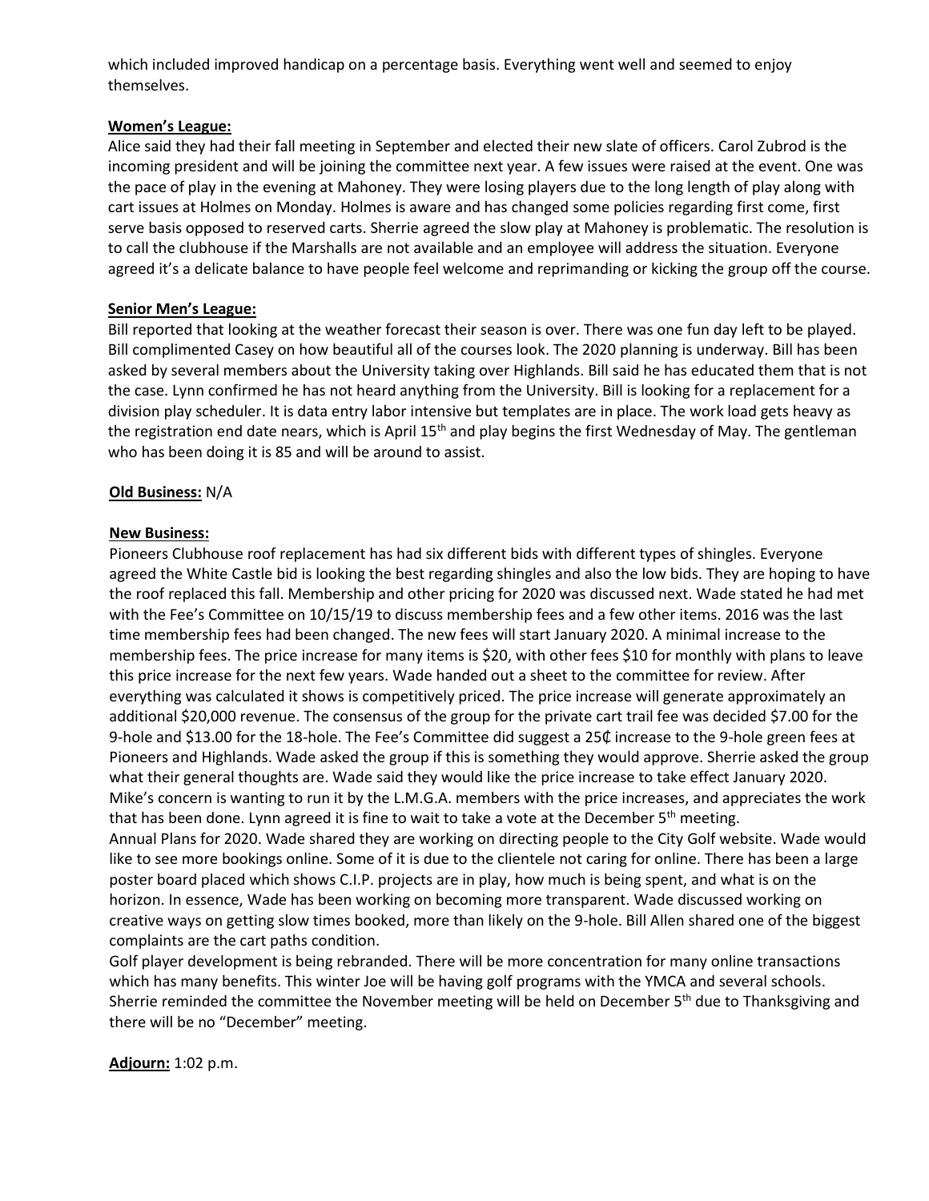which included improved handicap on a percentage basis. Everything went well and seemed to enjoy themselves.

**Women's League:**

Alice said they had their fall meeting in September and elected their new slate of officers. Carol Zubrod is the incoming president and will be joining the committee next year. A few issues were raised at the event. One was the pace of play in the evening at Mahoney. They were losing players due to the long length of play along with cart issues at Holmes on Monday. Holmes is aware and has changed some policies regarding first come, first serve basis opposed to reserved carts. Sherrie agreed the slow play at Mahoney is problematic. The resolution is to call the clubhouse if the Marshalls are not available and an employee will address the situation. Everyone agreed it's a delicate balance to have people feel welcome and reprimanding or kicking the group off the course.

**Senior Men's League:**

Bill reported that looking at the weather forecast their season is over. There was one fun day left to be played. Bill complimented Casey on how beautiful all of the courses look. The 2020 planning is underway. Bill has been asked by several members about the University taking over Highlands. Bill said he has educated them that is not the case. Lynn confirmed he has not heard anything from the University. Bill is looking for a replacement for a division play scheduler. It is data entry labor intensive but templates are in place. The work load gets heavy as the registration end date nears, which is April 15th and play begins the first Wednesday of May. The gentleman who has been doing it is 85 and will be around to assist.

**Old Business:** N/A

**New Business:**

Pioneers Clubhouse roof replacement has had six different bids with different types of shingles. Everyone agreed the White Castle bid is looking the best regarding shingles and also the low bids. They are hoping to have the roof replaced this fall. Membership and other pricing for 2020 was discussed next. Wade stated he had met with the Fee's Committee on 10/15/19 to discuss membership fees and a few other items. 2016 was the last time membership fees had been changed. The new fees will start January 2020. A minimal increase to the membership fees. The price increase for many items is $20, with other fees $10 for monthly with plans to leave this price increase for the next few years. Wade handed out a sheet to the committee for review. After everything was calculated it shows is competitively priced. The price increase will generate approximately an additional $20,000 revenue. The consensus of the group for the private cart trail fee was decided $7.00 for the 9-hole and $13.00 for the 18-hole. The Fee's Committee did suggest a 25₵ increase to the 9-hole green fees at Pioneers and Highlands. Wade asked the group if this is something they would approve. Sherrie asked the group what their general thoughts are. Wade said they would like the price increase to take effect January 2020. Mike's concern is wanting to run it by the L.M.G.A. members with the price increases, and appreciates the work that has been done. Lynn agreed it is fine to wait to take a vote at the December 5th meeting.

Annual Plans for 2020. Wade shared they are working on directing people to the City Golf website. Wade would like to see more bookings online. Some of it is due to the clientele not caring for online. There has been a large poster board placed which shows C.I.P. projects are in play, how much is being spent, and what is on the horizon. In essence, Wade has been working on becoming more transparent. Wade discussed working on creative ways on getting slow times booked, more than likely on the 9-hole. Bill Allen shared one of the biggest complaints are the cart paths condition.

Golf player development is being rebranded. There will be more concentration for many online transactions which has many benefits. This winter Joe will be having golf programs with the YMCA and several schools. Sherrie reminded the committee the November meeting will be held on December 5th due to Thanksgiving and there will be no "December" meeting.

**Adjourn:** 1:02 p.m.